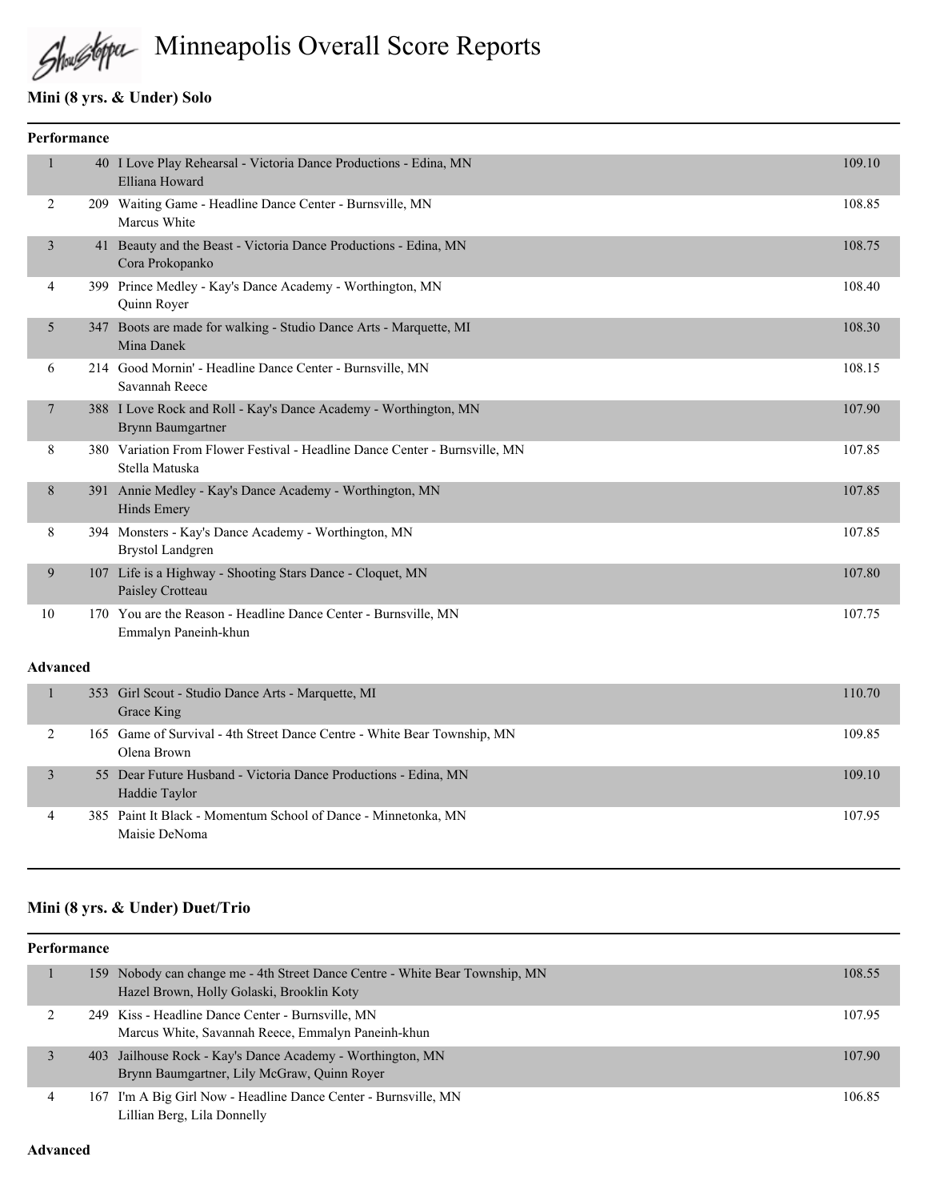# Minneapolis Overall Score Reports

## Mini (8 yrs. & Under) Solo

### Performance

| Place | # | Routine | Score |
|---|---|---|---|
| 1 | 40 | I Love Play Rehearsal - Victoria Dance Productions - Edina, MN<br>Elliana Howard | 109.10 |
| 2 | 209 | Waiting Game - Headline Dance Center - Burnsville, MN<br>Marcus White | 108.85 |
| 3 | 41 | Beauty and the Beast - Victoria Dance Productions - Edina, MN<br>Cora Prokopanko | 108.75 |
| 4 | 399 | Prince Medley - Kay's Dance Academy - Worthington, MN<br>Quinn Royer | 108.40 |
| 5 | 347 | Boots are made for walking - Studio Dance Arts - Marquette, MI<br>Mina Danek | 108.30 |
| 6 | 214 | Good Mornin' - Headline Dance Center - Burnsville, MN<br>Savannah Reece | 108.15 |
| 7 | 388 | I Love Rock and Roll - Kay's Dance Academy - Worthington, MN<br>Brynn Baumgartner | 107.90 |
| 8 | 380 | Variation From Flower Festival - Headline Dance Center - Burnsville, MN<br>Stella Matuska | 107.85 |
| 8 | 391 | Annie Medley - Kay's Dance Academy - Worthington, MN<br>Hinds Emery | 107.85 |
| 8 | 394 | Monsters - Kay's Dance Academy - Worthington, MN<br>Brystol Landgren | 107.85 |
| 9 | 107 | Life is a Highway - Shooting Stars Dance - Cloquet, MN<br>Paisley Crotteau | 107.80 |
| 10 | 170 | You are the Reason - Headline Dance Center - Burnsville, MN<br>Emmalyn Paneinh-khun | 107.75 |

### Advanced

| Place | # | Routine | Score |
|---|---|---|---|
| 1 | 353 | Girl Scout - Studio Dance Arts - Marquette, MI<br>Grace King | 110.70 |
| 2 | 165 | Game of Survival - 4th Street Dance Centre - White Bear Township, MN<br>Olena Brown | 109.85 |
| 3 | 55 | Dear Future Husband - Victoria Dance Productions - Edina, MN<br>Haddie Taylor | 109.10 |
| 4 | 385 | Paint It Black - Momentum School of Dance - Minnetonka, MN<br>Maisie DeNoma | 107.95 |

## Mini (8 yrs. & Under) Duet/Trio

### Performance

| Place | # | Routine | Score |
|---|---|---|---|
| 1 | 159 | Nobody can change me - 4th Street Dance Centre - White Bear Township, MN<br>Hazel Brown, Holly Golaski, Brooklin Koty | 108.55 |
| 2 | 249 | Kiss - Headline Dance Center - Burnsville, MN<br>Marcus White, Savannah Reece, Emmalyn Paneinh-khun | 107.95 |
| 3 | 403 | Jailhouse Rock - Kay's Dance Academy - Worthington, MN<br>Brynn Baumgartner, Lily McGraw, Quinn Royer | 107.90 |
| 4 | 167 | I'm A Big Girl Now - Headline Dance Center - Burnsville, MN<br>Lillian Berg, Lila Donnelly | 106.85 |

### Advanced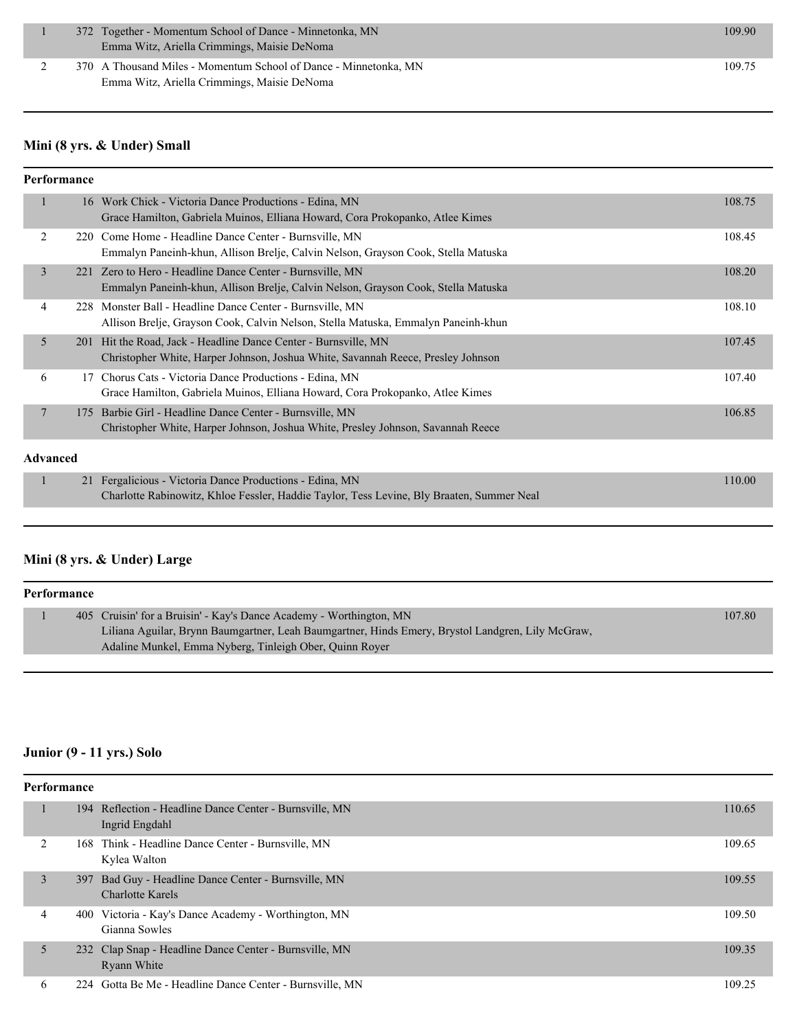| | | | |
|---|---|---|---|
| 1 | 372 | Together - Momentum School of Dance - Minnetonka, MN<br>Emma Witz, Ariella Crimmings, Maisie DeNoma | 109.90 |
| 2 | 370 | A Thousand Miles - Momentum School of Dance - Minnetonka, MN<br>Emma Witz, Ariella Crimmings, Maisie DeNoma | 109.75 |

## Mini (8 yrs. & Under) Small

**Performance**

| | | | |
|---|---|---|---|
| 1 | 16 | Work Chick - Victoria Dance Productions - Edina, MN<br>Grace Hamilton, Gabriela Muinos, Elliana Howard, Cora Prokopanko, Atlee Kimes | 108.75 |
| 2 | 220 | Come Home - Headline Dance Center - Burnsville, MN<br>Emmalyn Paneinh-khun, Allison Brelje, Calvin Nelson, Grayson Cook, Stella Matuska | 108.45 |
| 3 | 221 | Zero to Hero - Headline Dance Center - Burnsville, MN<br>Emmalyn Paneinh-khun, Allison Brelje, Calvin Nelson, Grayson Cook, Stella Matuska | 108.20 |
| 4 | 228 | Monster Ball - Headline Dance Center - Burnsville, MN<br>Allison Brelje, Grayson Cook, Calvin Nelson, Stella Matuska, Emmalyn Paneinh-khun | 108.10 |
| 5 | 201 | Hit the Road, Jack - Headline Dance Center - Burnsville, MN<br>Christopher White, Harper Johnson, Joshua White, Savannah Reece, Presley Johnson | 107.45 |
| 6 | 17 | Chorus Cats - Victoria Dance Productions - Edina, MN<br>Grace Hamilton, Gabriela Muinos, Elliana Howard, Cora Prokopanko, Atlee Kimes | 107.40 |
| 7 | 175 | Barbie Girl - Headline Dance Center - Burnsville, MN<br>Christopher White, Harper Johnson, Joshua White, Presley Johnson, Savannah Reece | 106.85 |

**Advanced**

| | | | |
|---|---|---|---|
| 1 | 21 | Fergalicious - Victoria Dance Productions - Edina, MN<br>Charlotte Rabinowitz, Khloe Fessler, Haddie Taylor, Tess Levine, Bly Braaten, Summer Neal | 110.00 |

## Mini (8 yrs. & Under) Large

**Performance**

| | | | |
|---|---|---|---|
| 1 | 405 | Cruisin' for a Bruisin' - Kay's Dance Academy - Worthington, MN<br>Liliana Aguilar, Brynn Baumgartner, Leah Baumgartner, Hinds Emery, Brystol Landgren, Lily McGraw, Adaline Munkel, Emma Nyberg, Tinleigh Ober, Quinn Royer | 107.80 |

## Junior (9 - 11 yrs.) Solo

**Performance**

| | | | |
|---|---|---|---|
| 1 | 194 | Reflection - Headline Dance Center - Burnsville, MN<br>Ingrid Engdahl | 110.65 |
| 2 | 168 | Think - Headline Dance Center - Burnsville, MN<br>Kylea Walton | 109.65 |
| 3 | 397 | Bad Guy - Headline Dance Center - Burnsville, MN<br>Charlotte Karels | 109.55 |
| 4 | 400 | Victoria - Kay's Dance Academy - Worthington, MN<br>Gianna Sowles | 109.50 |
| 5 | 232 | Clap Snap - Headline Dance Center - Burnsville, MN<br>Ryann White | 109.35 |
| 6 | 224 | Gotta Be Me - Headline Dance Center - Burnsville, MN | 109.25 |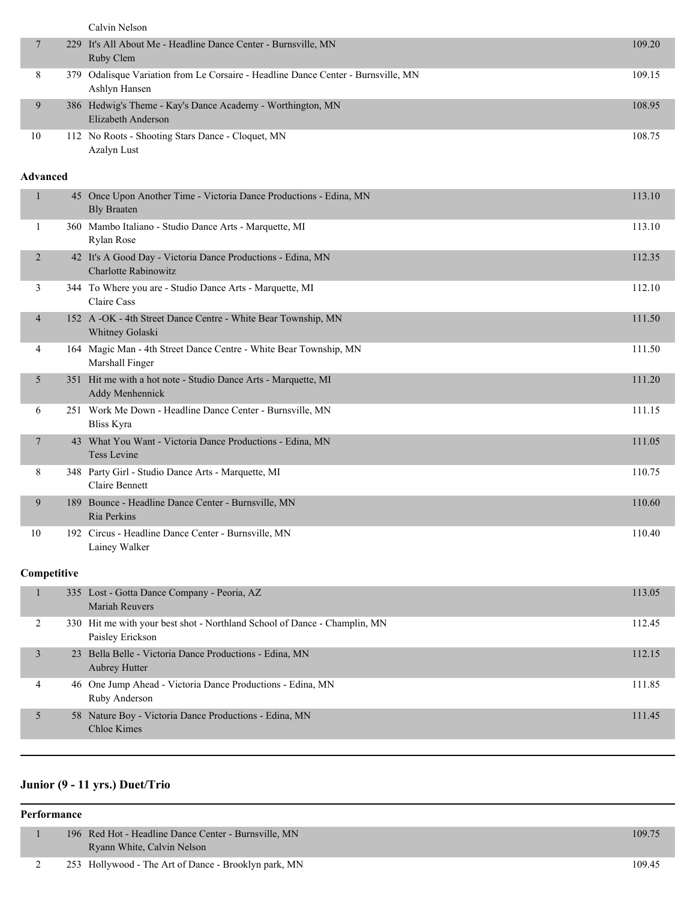| | | | |
|---|---|---|---|
| | | Calvin Nelson | |
| 7 | 229 | It's All About Me - Headline Dance Center - Burnsville, MN<br>Ruby Clem | 109.20 |
| 8 | 379 | Odalisque Variation from Le Corsaire - Headline Dance Center - Burnsville, MN<br>Ashlyn Hansen | 109.15 |
| 9 | 386 | Hedwig's Theme - Kay's Dance Academy - Worthington, MN<br>Elizabeth Anderson | 108.95 |
| 10 | 112 | No Roots - Shooting Stars Dance - Cloquet, MN<br>Azalyn Lust | 108.75 |

**Advanced**

| | | | |
|---|---|---|---|
| 1 | 45 | Once Upon Another Time - Victoria Dance Productions - Edina, MN<br>Bly Braaten | 113.10 |
| 1 | 360 | Mambo Italiano - Studio Dance Arts - Marquette, MI<br>Rylan Rose | 113.10 |
| 2 | 42 | It's A Good Day - Victoria Dance Productions - Edina, MN<br>Charlotte Rabinowitz | 112.35 |
| 3 | 344 | To Where you are - Studio Dance Arts - Marquette, MI<br>Claire Cass | 112.10 |
| 4 | 152 | A -OK - 4th Street Dance Centre - White Bear Township, MN<br>Whitney Golaski | 111.50 |
| 4 | 164 | Magic Man - 4th Street Dance Centre - White Bear Township, MN<br>Marshall Finger | 111.50 |
| 5 | 351 | Hit me with a hot note - Studio Dance Arts - Marquette, MI<br>Addy Menhennick | 111.20 |
| 6 | 251 | Work Me Down - Headline Dance Center - Burnsville, MN<br>Bliss Kyra | 111.15 |
| 7 | 43 | What You Want - Victoria Dance Productions - Edina, MN<br>Tess Levine | 111.05 |
| 8 | 348 | Party Girl - Studio Dance Arts - Marquette, MI<br>Claire Bennett | 110.75 |
| 9 | 189 | Bounce - Headline Dance Center - Burnsville, MN<br>Ria Perkins | 110.60 |
| 10 | 192 | Circus - Headline Dance Center - Burnsville, MN<br>Lainey Walker | 110.40 |

**Competitive**

| | | | |
|---|---|---|---|
| 1 | 335 | Lost - Gotta Dance Company - Peoria, AZ<br>Mariah Reuvers | 113.05 |
| 2 | 330 | Hit me with your best shot - Northland School of Dance - Champlin, MN<br>Paisley Erickson | 112.45 |
| 3 | 23 | Bella Belle - Victoria Dance Productions - Edina, MN<br>Aubrey Hutter | 112.15 |
| 4 | 46 | One Jump Ahead - Victoria Dance Productions - Edina, MN<br>Ruby Anderson | 111.85 |
| 5 | 58 | Nature Boy - Victoria Dance Productions - Edina, MN<br>Chloe Kimes | 111.45 |

## Junior (9 - 11 yrs.) Duet/Trio

**Performance**

| | | | |
|---|---|---|---|
| 1 | 196 | Red Hot - Headline Dance Center - Burnsville, MN<br>Ryann White, Calvin Nelson | 109.75 |
| 2 | 253 | Hollywood - The Art of Dance - Brooklyn park, MN | 109.45 |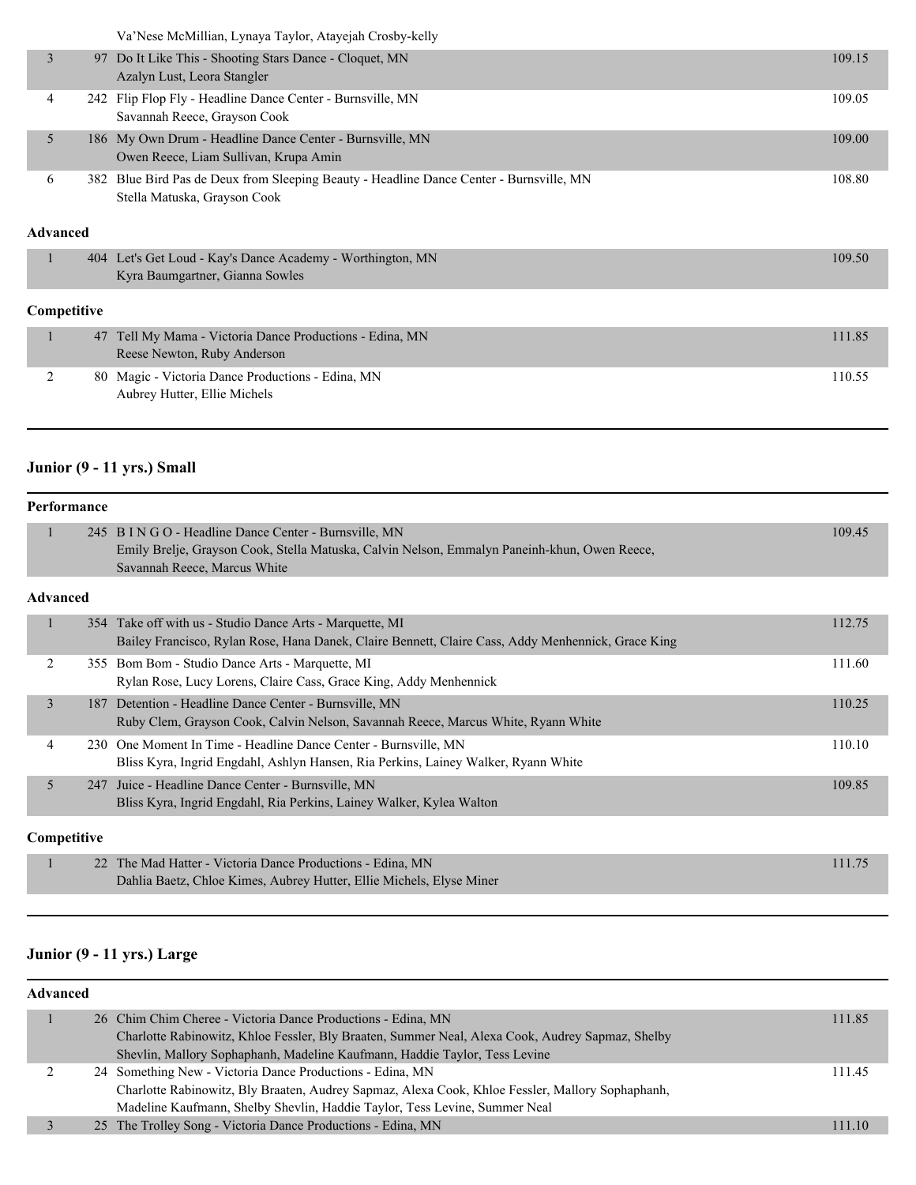| | | | |
|---|---|---|---|
| | | Va'Nese McMillian, Lynaya Taylor, Atayejah Crosby-kelly | |
| 3 | 97 | Do It Like This - Shooting Stars Dance - Cloquet, MN<br>Azalyn Lust, Leora Stangler | 109.15 |
| 4 | 242 | Flip Flop Fly - Headline Dance Center - Burnsville, MN<br>Savannah Reece, Grayson Cook | 109.05 |
| 5 | 186 | My Own Drum - Headline Dance Center - Burnsville, MN<br>Owen Reece, Liam Sullivan, Krupa Amin | 109.00 |
| 6 | 382 | Blue Bird Pas de Deux from Sleeping Beauty - Headline Dance Center - Burnsville, MN<br>Stella Matuska, Grayson Cook | 108.80 |

**Advanced**

| | | | |
|---|---|---|---|
| 1 | 404 | Let's Get Loud - Kay's Dance Academy - Worthington, MN<br>Kyra Baumgartner, Gianna Sowles | 109.50 |

**Competitive**

| | | | |
|---|---|---|---|
| 1 | 47 | Tell My Mama - Victoria Dance Productions - Edina, MN<br>Reese Newton, Ruby Anderson | 111.85 |
| 2 | 80 | Magic - Victoria Dance Productions - Edina, MN<br>Aubrey Hutter, Ellie Michels | 110.55 |

## Junior (9 - 11 yrs.) Small

**Performance**

| | | | |
|---|---|---|---|
| 1 | 245 | B I N G O - Headline Dance Center - Burnsville, MN<br>Emily Brelje, Grayson Cook, Stella Matuska, Calvin Nelson, Emmalyn Paneinh-khun, Owen Reece, Savannah Reece, Marcus White | 109.45 |

**Advanced**

| | | | |
|---|---|---|---|
| 1 | 354 | Take off with us - Studio Dance Arts - Marquette, MI<br>Bailey Francisco, Rylan Rose, Hana Danek, Claire Bennett, Claire Cass, Addy Menhennick, Grace King | 112.75 |
| 2 | 355 | Bom Bom - Studio Dance Arts - Marquette, MI<br>Rylan Rose, Lucy Lorens, Claire Cass, Grace King, Addy Menhennick | 111.60 |
| 3 | 187 | Detention - Headline Dance Center - Burnsville, MN<br>Ruby Clem, Grayson Cook, Calvin Nelson, Savannah Reece, Marcus White, Ryann White | 110.25 |
| 4 | 230 | One Moment In Time - Headline Dance Center - Burnsville, MN<br>Bliss Kyra, Ingrid Engdahl, Ashlyn Hansen, Ria Perkins, Lainey Walker, Ryann White | 110.10 |
| 5 | 247 | Juice - Headline Dance Center - Burnsville, MN<br>Bliss Kyra, Ingrid Engdahl, Ria Perkins, Lainey Walker, Kylea Walton | 109.85 |

**Competitive**

| | | | |
|---|---|---|---|
| 1 | 22 | The Mad Hatter - Victoria Dance Productions - Edina, MN<br>Dahlia Baetz, Chloe Kimes, Aubrey Hutter, Ellie Michels, Elyse Miner | 111.75 |

## Junior (9 - 11 yrs.) Large

**Advanced**

| | | | |
|---|---|---|---|
| 1 | 26 | Chim Chim Cheree - Victoria Dance Productions - Edina, MN<br>Charlotte Rabinowitz, Khloe Fessler, Bly Braaten, Summer Neal, Alexa Cook, Audrey Sapmaz, Shelby Shevlin, Mallory Sophaphanh, Madeline Kaufmann, Haddie Taylor, Tess Levine | 111.85 |
| 2 | 24 | Something New - Victoria Dance Productions - Edina, MN<br>Charlotte Rabinowitz, Bly Braaten, Audrey Sapmaz, Alexa Cook, Khloe Fessler, Mallory Sophaphanh, Madeline Kaufmann, Shelby Shevlin, Haddie Taylor, Tess Levine, Summer Neal | 111.45 |
| 3 | 25 | The Trolley Song - Victoria Dance Productions - Edina, MN | 111.10 |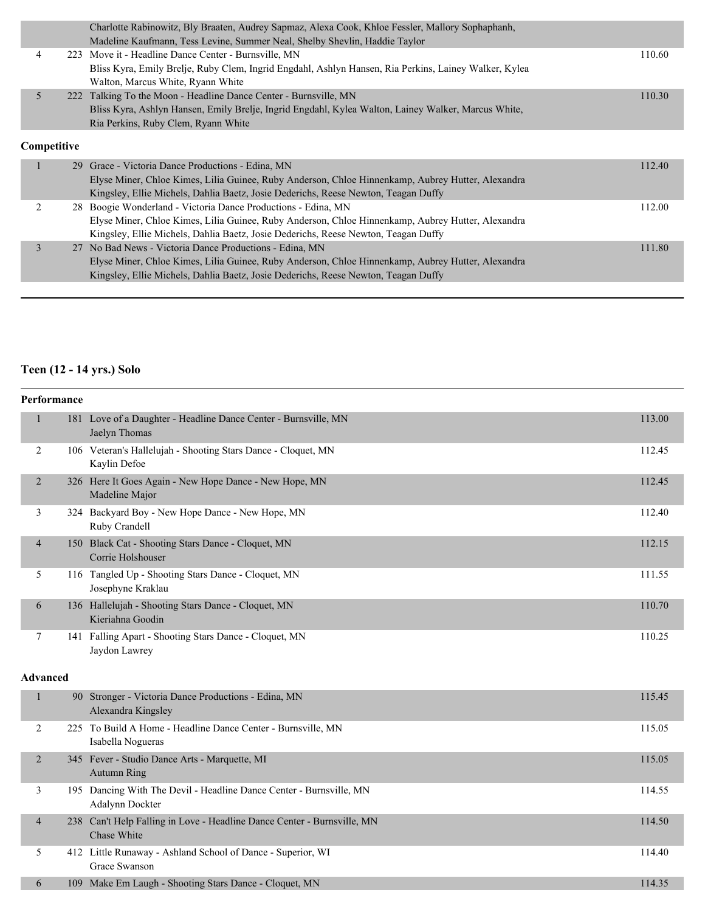| | | | |
|---|---|---|---|
| | | Charlotte Rabinowitz, Bly Braaten, Audrey Sapmaz, Alexa Cook, Khloe Fessler, Mallory Sophaphanh, Madeline Kaufmann, Tess Levine, Summer Neal, Shelby Shevlin, Haddie Taylor | |
| 4 | 223 | Move it - Headline Dance Center - Burnsville, MN<br>Bliss Kyra, Emily Brelje, Ruby Clem, Ingrid Engdahl, Ashlyn Hansen, Ria Perkins, Lainey Walker, Kylea Walton, Marcus White, Ryann White | 110.60 |
| 5 | 222 | Talking To the Moon - Headline Dance Center - Burnsville, MN<br>Bliss Kyra, Ashlyn Hansen, Emily Brelje, Ingrid Engdahl, Kylea Walton, Lainey Walker, Marcus White, Ria Perkins, Ruby Clem, Ryann White | 110.30 |

**Competitive**

| | | | |
|---|---|---|---|
| 1 | 29 | Grace - Victoria Dance Productions - Edina, MN<br>Elyse Miner, Chloe Kimes, Lilia Guinee, Ruby Anderson, Chloe Hinnenkamp, Aubrey Hutter, Alexandra Kingsley, Ellie Michels, Dahlia Baetz, Josie Dederichs, Reese Newton, Teagan Duffy | 112.40 |
| 2 | 28 | Boogie Wonderland - Victoria Dance Productions - Edina, MN<br>Elyse Miner, Chloe Kimes, Lilia Guinee, Ruby Anderson, Chloe Hinnenkamp, Aubrey Hutter, Alexandra Kingsley, Ellie Michels, Dahlia Baetz, Josie Dederichs, Reese Newton, Teagan Duffy | 112.00 |
| 3 | 27 | No Bad News - Victoria Dance Productions - Edina, MN<br>Elyse Miner, Chloe Kimes, Lilia Guinee, Ruby Anderson, Chloe Hinnenkamp, Aubrey Hutter, Alexandra Kingsley, Ellie Michels, Dahlia Baetz, Josie Dederichs, Reese Newton, Teagan Duffy | 111.80 |

## Teen (12 - 14 yrs.) Solo

**Performance**

| | | | |
|---|---|---|---|
| 1 | 181 | Love of a Daughter - Headline Dance Center - Burnsville, MN<br>Jaelyn Thomas | 113.00 |
| 2 | 106 | Veteran's Hallelujah - Shooting Stars Dance - Cloquet, MN<br>Kaylin Defoe | 112.45 |
| 2 | 326 | Here It Goes Again - New Hope Dance - New Hope, MN<br>Madeline Major | 112.45 |
| 3 | 324 | Backyard Boy - New Hope Dance - New Hope, MN<br>Ruby Crandell | 112.40 |
| 4 | 150 | Black Cat - Shooting Stars Dance - Cloquet, MN<br>Corrie Holshouser | 112.15 |
| 5 | 116 | Tangled Up - Shooting Stars Dance - Cloquet, MN<br>Josephyne Kraklau | 111.55 |
| 6 | 136 | Hallelujah - Shooting Stars Dance - Cloquet, MN<br>Kieriahna Goodin | 110.70 |
| 7 | 141 | Falling Apart - Shooting Stars Dance - Cloquet, MN<br>Jaydon Lawrey | 110.25 |

**Advanced**

| | | | |
|---|---|---|---|
| 1 | 90 | Stronger - Victoria Dance Productions - Edina, MN<br>Alexandra Kingsley | 115.45 |
| 2 | 225 | To Build A Home - Headline Dance Center - Burnsville, MN<br>Isabella Nogueras | 115.05 |
| 2 | 345 | Fever - Studio Dance Arts - Marquette, MI<br>Autumn Ring | 115.05 |
| 3 | 195 | Dancing With The Devil - Headline Dance Center - Burnsville, MN<br>Adalynn Dockter | 114.55 |
| 4 | 238 | Can't Help Falling in Love - Headline Dance Center - Burnsville, MN<br>Chase White | 114.50 |
| 5 | 412 | Little Runaway - Ashland School of Dance - Superior, WI<br>Grace Swanson | 114.40 |
| 6 | 109 | Make Em Laugh - Shooting Stars Dance - Cloquet, MN | 114.35 |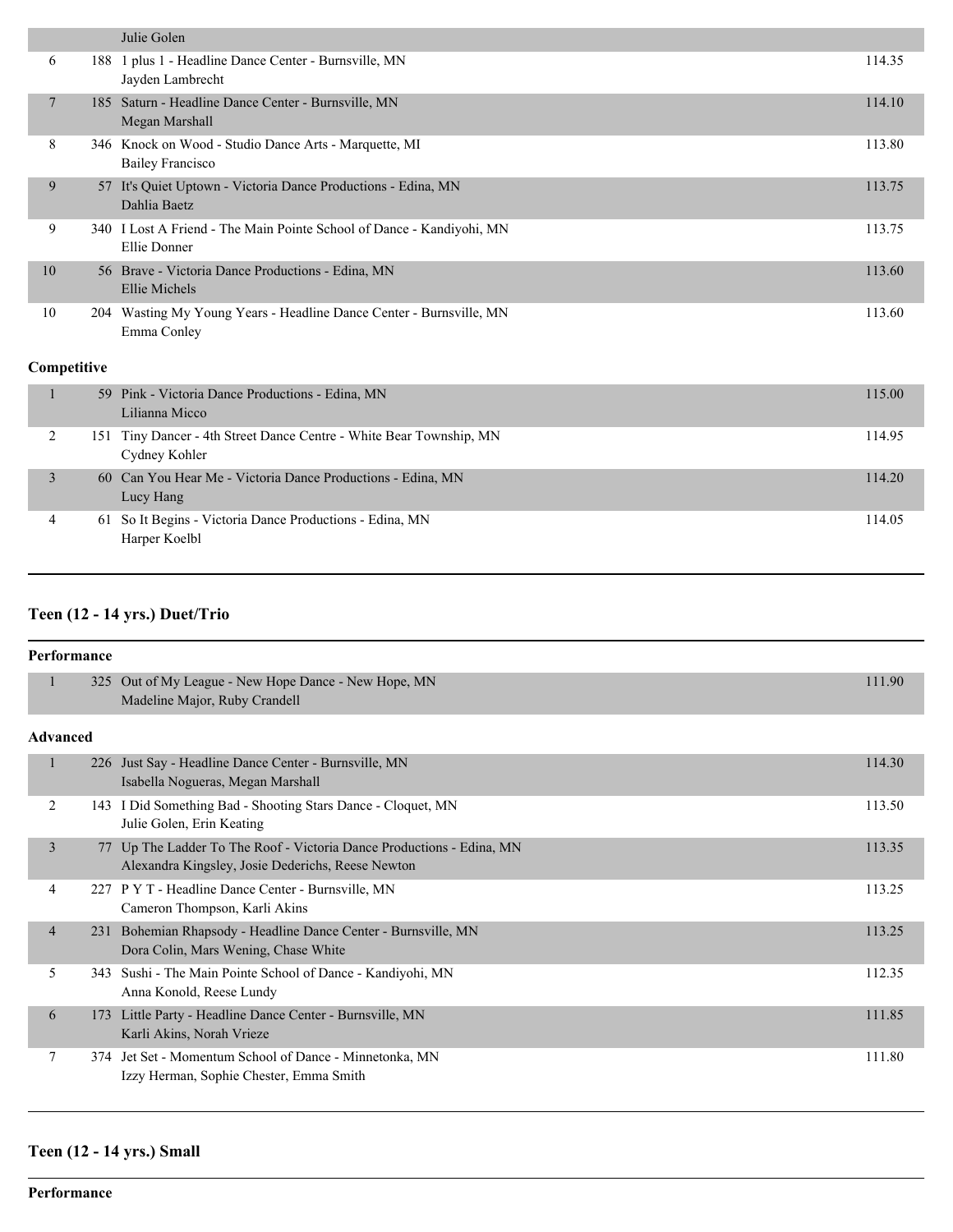| | | | |
|---|---|---|---|
| | | Julie Golen | |
| 6 | 188 | 1 plus 1 - Headline Dance Center - Burnsville, MN<br>Jayden Lambrecht | 114.35 |
| 7 | 185 | Saturn - Headline Dance Center - Burnsville, MN<br>Megan Marshall | 114.10 |
| 8 | 346 | Knock on Wood - Studio Dance Arts - Marquette, MI<br>Bailey Francisco | 113.80 |
| 9 | 57 | It's Quiet Uptown - Victoria Dance Productions - Edina, MN<br>Dahlia Baetz | 113.75 |
| 9 | 340 | I Lost A Friend - The Main Pointe School of Dance - Kandiyohi, MN<br>Ellie Donner | 113.75 |
| 10 | 56 | Brave - Victoria Dance Productions - Edina, MN<br>Ellie Michels | 113.60 |
| 10 | 204 | Wasting My Young Years - Headline Dance Center - Burnsville, MN<br>Emma Conley | 113.60 |

**Competitive**

| | | | |
|---|---|---|---|
| 1 | 59 | Pink - Victoria Dance Productions - Edina, MN<br>Lilianna Micco | 115.00 |
| 2 | 151 | Tiny Dancer - 4th Street Dance Centre - White Bear Township, MN<br>Cydney Kohler | 114.95 |
| 3 | 60 | Can You Hear Me - Victoria Dance Productions - Edina, MN<br>Lucy Hang | 114.20 |
| 4 | 61 | So It Begins - Victoria Dance Productions - Edina, MN<br>Harper Koelbl | 114.05 |

## Teen (12 - 14 yrs.) Duet/Trio

**Performance**

| | | | |
|---|---|---|---|
| 1 | 325 | Out of My League - New Hope Dance - New Hope, MN<br>Madeline Major, Ruby Crandell | 111.90 |

**Advanced**

| | | | |
|---|---|---|---|
| 1 | 226 | Just Say - Headline Dance Center - Burnsville, MN<br>Isabella Nogueras, Megan Marshall | 114.30 |
| 2 | 143 | I Did Something Bad - Shooting Stars Dance - Cloquet, MN<br>Julie Golen, Erin Keating | 113.50 |
| 3 | 77 | Up The Ladder To The Roof - Victoria Dance Productions - Edina, MN<br>Alexandra Kingsley, Josie Dederichs, Reese Newton | 113.35 |
| 4 | 227 | P Y T - Headline Dance Center - Burnsville, MN<br>Cameron Thompson, Karli Akins | 113.25 |
| 4 | 231 | Bohemian Rhapsody - Headline Dance Center - Burnsville, MN<br>Dora Colin, Mars Wening, Chase White | 113.25 |
| 5 | 343 | Sushi - The Main Pointe School of Dance - Kandiyohi, MN<br>Anna Konold, Reese Lundy | 112.35 |
| 6 | 173 | Little Party - Headline Dance Center - Burnsville, MN<br>Karli Akins, Norah Vrieze | 111.85 |
| 7 | 374 | Jet Set - Momentum School of Dance - Minnetonka, MN<br>Izzy Herman, Sophie Chester, Emma Smith | 111.80 |

## Teen (12 - 14 yrs.) Small

**Performance**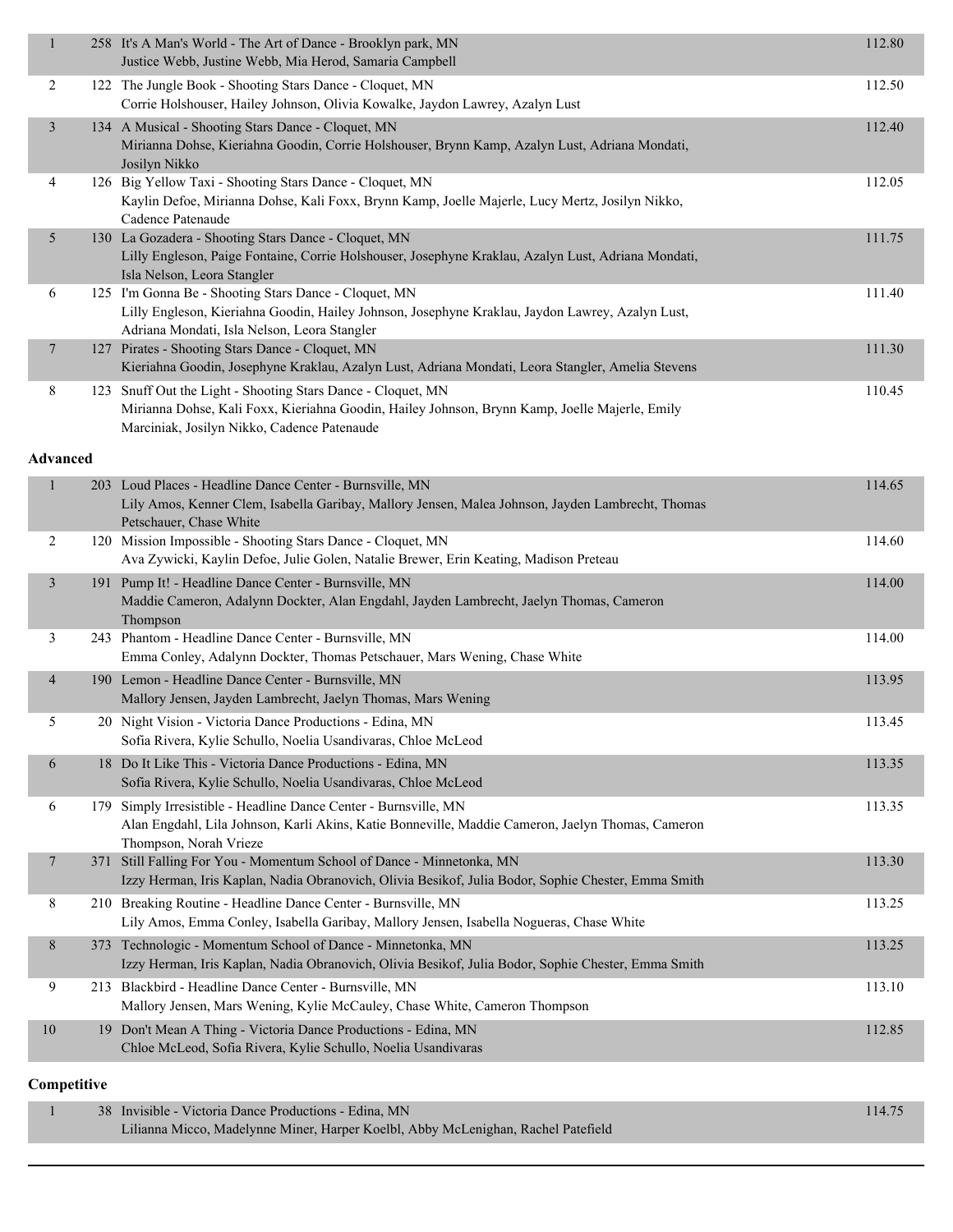| Place | # | Routine | Score |
|---|---|---|---|
| 1 | 258 | It's A Man's World - The Art of Dance - Brooklyn park, MN<br>Justice Webb, Justine Webb, Mia Herod, Samaria Campbell | 112.80 |
| 2 | 122 | The Jungle Book - Shooting Stars Dance - Cloquet, MN<br>Corrie Holshouser, Hailey Johnson, Olivia Kowalke, Jaydon Lawrey, Azalyn Lust | 112.50 |
| 3 | 134 | A Musical - Shooting Stars Dance - Cloquet, MN<br>Mirianna Dohse, Kieriahna Goodin, Corrie Holshouser, Brynn Kamp, Azalyn Lust, Adriana Mondati, Josilyn Nikko | 112.40 |
| 4 | 126 | Big Yellow Taxi - Shooting Stars Dance - Cloquet, MN<br>Kaylin Defoe, Mirianna Dohse, Kali Foxx, Brynn Kamp, Joelle Majerle, Lucy Mertz, Josilyn Nikko, Cadence Patenaude | 112.05 |
| 5 | 130 | La Gozadera - Shooting Stars Dance - Cloquet, MN<br>Lilly Engleson, Paige Fontaine, Corrie Holshouser, Josephyne Kraklau, Azalyn Lust, Adriana Mondati, Isla Nelson, Leora Stangler | 111.75 |
| 6 | 125 | I'm Gonna Be - Shooting Stars Dance - Cloquet, MN<br>Lilly Engleson, Kieriahna Goodin, Hailey Johnson, Josephyne Kraklau, Jaydon Lawrey, Azalyn Lust, Adriana Mondati, Isla Nelson, Leora Stangler | 111.40 |
| 7 | 127 | Pirates - Shooting Stars Dance - Cloquet, MN<br>Kieriahna Goodin, Josephyne Kraklau, Azalyn Lust, Adriana Mondati, Leora Stangler, Amelia Stevens | 111.30 |
| 8 | 123 | Snuff Out the Light - Shooting Stars Dance - Cloquet, MN<br>Mirianna Dohse, Kali Foxx, Kieriahna Goodin, Hailey Johnson, Brynn Kamp, Joelle Majerle, Emily Marciniak, Josilyn Nikko, Cadence Patenaude | 110.45 |

**Advanced**

| Place | # | Routine | Score |
|---|---|---|---|
| 1 | 203 | Loud Places - Headline Dance Center - Burnsville, MN<br>Lily Amos, Kenner Clem, Isabella Garibay, Mallory Jensen, Malea Johnson, Jayden Lambrecht, Thomas Petschauer, Chase White | 114.65 |
| 2 | 120 | Mission Impossible - Shooting Stars Dance - Cloquet, MN<br>Ava Zywicki, Kaylin Defoe, Julie Golen, Natalie Brewer, Erin Keating, Madison Preteau | 114.60 |
| 3 | 191 | Pump It! - Headline Dance Center - Burnsville, MN<br>Maddie Cameron, Adalynn Dockter, Alan Engdahl, Jayden Lambrecht, Jaelyn Thomas, Cameron Thompson | 114.00 |
| 3 | 243 | Phantom - Headline Dance Center - Burnsville, MN<br>Emma Conley, Adalynn Dockter, Thomas Petschauer, Mars Wening, Chase White | 114.00 |
| 4 | 190 | Lemon - Headline Dance Center - Burnsville, MN<br>Mallory Jensen, Jayden Lambrecht, Jaelyn Thomas, Mars Wening | 113.95 |
| 5 | 20 | Night Vision - Victoria Dance Productions - Edina, MN<br>Sofia Rivera, Kylie Schullo, Noelia Usandivaras, Chloe McLeod | 113.45 |
| 6 | 18 | Do It Like This - Victoria Dance Productions - Edina, MN<br>Sofia Rivera, Kylie Schullo, Noelia Usandivaras, Chloe McLeod | 113.35 |
| 6 | 179 | Simply Irresistible - Headline Dance Center - Burnsville, MN<br>Alan Engdahl, Lila Johnson, Karli Akins, Katie Bonneville, Maddie Cameron, Jaelyn Thomas, Cameron Thompson, Norah Vrieze | 113.35 |
| 7 | 371 | Still Falling For You - Momentum School of Dance - Minnetonka, MN<br>Izzy Herman, Iris Kaplan, Nadia Obranovich, Olivia Besikof, Julia Bodor, Sophie Chester, Emma Smith | 113.30 |
| 8 | 210 | Breaking Routine - Headline Dance Center - Burnsville, MN<br>Lily Amos, Emma Conley, Isabella Garibay, Mallory Jensen, Isabella Nogueras, Chase White | 113.25 |
| 8 | 373 | Technologic - Momentum School of Dance - Minnetonka, MN<br>Izzy Herman, Iris Kaplan, Nadia Obranovich, Olivia Besikof, Julia Bodor, Sophie Chester, Emma Smith | 113.25 |
| 9 | 213 | Blackbird - Headline Dance Center - Burnsville, MN<br>Mallory Jensen, Mars Wening, Kylie McCauley, Chase White, Cameron Thompson | 113.10 |
| 10 | 19 | Don't Mean A Thing - Victoria Dance Productions - Edina, MN<br>Chloe McLeod, Sofia Rivera, Kylie Schullo, Noelia Usandivaras | 112.85 |

**Competitive**

| Place | # | Routine | Score |
|---|---|---|---|
| 1 | 38 | Invisible - Victoria Dance Productions - Edina, MN<br>Lilianna Micco, Madelynne Miner, Harper Koelbl, Abby McLenighan, Rachel Patefield | 114.75 |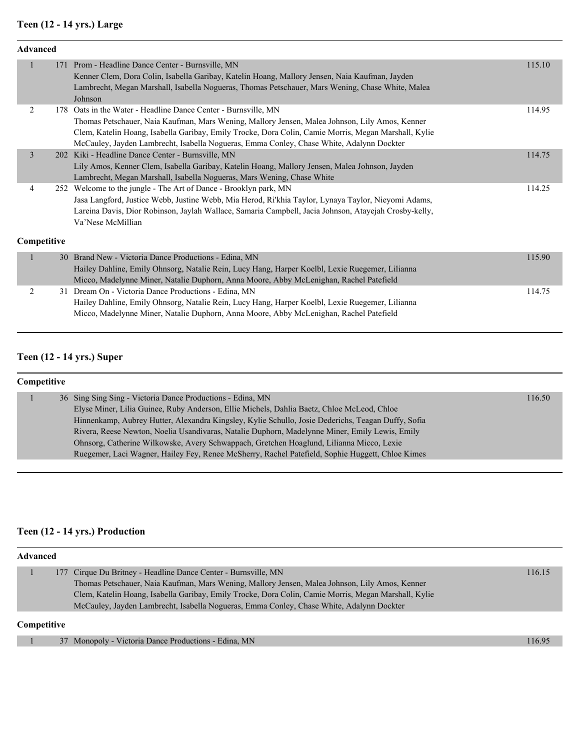## Teen (12 - 14 yrs.) Large

### Advanced

| Place | No. | Entry | Score |
|---|---|---|---|
| 1 | 171 | Prom - Headline Dance Center - Burnsville, MN<br>Kenner Clem, Dora Colin, Isabella Garibay, Katelin Hoang, Mallory Jensen, Naia Kaufman, Jayden Lambrecht, Megan Marshall, Isabella Nogueras, Thomas Petschauer, Mars Wening, Chase White, Malea Johnson | 115.10 |
| 2 | 178 | Oats in the Water - Headline Dance Center - Burnsville, MN<br>Thomas Petschauer, Naia Kaufman, Mars Wening, Mallory Jensen, Malea Johnson, Lily Amos, Kenner Clem, Katelin Hoang, Isabella Garibay, Emily Trocke, Dora Colin, Camie Morris, Megan Marshall, Kylie McCauley, Jayden Lambrecht, Isabella Nogueras, Emma Conley, Chase White, Adalynn Dockter | 114.95 |
| 3 | 202 | Kiki - Headline Dance Center - Burnsville, MN<br>Lily Amos, Kenner Clem, Isabella Garibay, Katelin Hoang, Mallory Jensen, Malea Johnson, Jayden Lambrecht, Megan Marshall, Isabella Nogueras, Mars Wening, Chase White | 114.75 |
| 4 | 252 | Welcome to the jungle - The Art of Dance - Brooklyn park, MN<br>Jasa Langford, Justice Webb, Justine Webb, Mia Herod, Ri'khia Taylor, Lynaya Taylor, Nieyomi Adams, Lareina Davis, Dior Robinson, Jaylah Wallace, Samaria Campbell, Jacia Johnson, Atayejah Crosby-kelly, Va'Nese McMillian | 114.25 |

### Competitive

| Place | No. | Entry | Score |
|---|---|---|---|
| 1 | 30 | Brand New - Victoria Dance Productions - Edina, MN<br>Hailey Dahline, Emily Ohnsorg, Natalie Rein, Lucy Hang, Harper Koelbl, Lexie Ruegemer, Lilianna Micco, Madelynne Miner, Natalie Duphorn, Anna Moore, Abby McLenighan, Rachel Patefield | 115.90 |
| 2 | 31 | Dream On - Victoria Dance Productions - Edina, MN<br>Hailey Dahline, Emily Ohnsorg, Natalie Rein, Lucy Hang, Harper Koelbl, Lexie Ruegemer, Lilianna Micco, Madelynne Miner, Natalie Duphorn, Anna Moore, Abby McLenighan, Rachel Patefield | 114.75 |

## Teen (12 - 14 yrs.) Super

### Competitive

| Place | No. | Entry | Score |
|---|---|---|---|
| 1 | 36 | Sing Sing Sing - Victoria Dance Productions - Edina, MN<br>Elyse Miner, Lilia Guinee, Ruby Anderson, Ellie Michels, Dahlia Baetz, Chloe McLeod, Chloe Hinnenkamp, Aubrey Hutter, Alexandra Kingsley, Kylie Schullo, Josie Dederichs, Teagan Duffy, Sofia Rivera, Reese Newton, Noelia Usandivaras, Natalie Duphorn, Madelynne Miner, Emily Lewis, Emily Ohnsorg, Catherine Wilkowske, Avery Schwappach, Gretchen Hoaglund, Lilianna Micco, Lexie Ruegemer, Laci Wagner, Hailey Fey, Renee McSherry, Rachel Patefield, Sophie Huggett, Chloe Kimes | 116.50 |

## Teen (12 - 14 yrs.) Production

### Advanced

| Place | No. | Entry | Score |
|---|---|---|---|
| 1 | 177 | Cirque Du Britney - Headline Dance Center - Burnsville, MN<br>Thomas Petschauer, Naia Kaufman, Mars Wening, Mallory Jensen, Malea Johnson, Lily Amos, Kenner Clem, Katelin Hoang, Isabella Garibay, Emily Trocke, Dora Colin, Camie Morris, Megan Marshall, Kylie McCauley, Jayden Lambrecht, Isabella Nogueras, Emma Conley, Chase White, Adalynn Dockter | 116.15 |

### Competitive

| Place | No. | Entry | Score |
|---|---|---|---|
| 1 | 37 | Monopoly - Victoria Dance Productions - Edina, MN | 116.95 |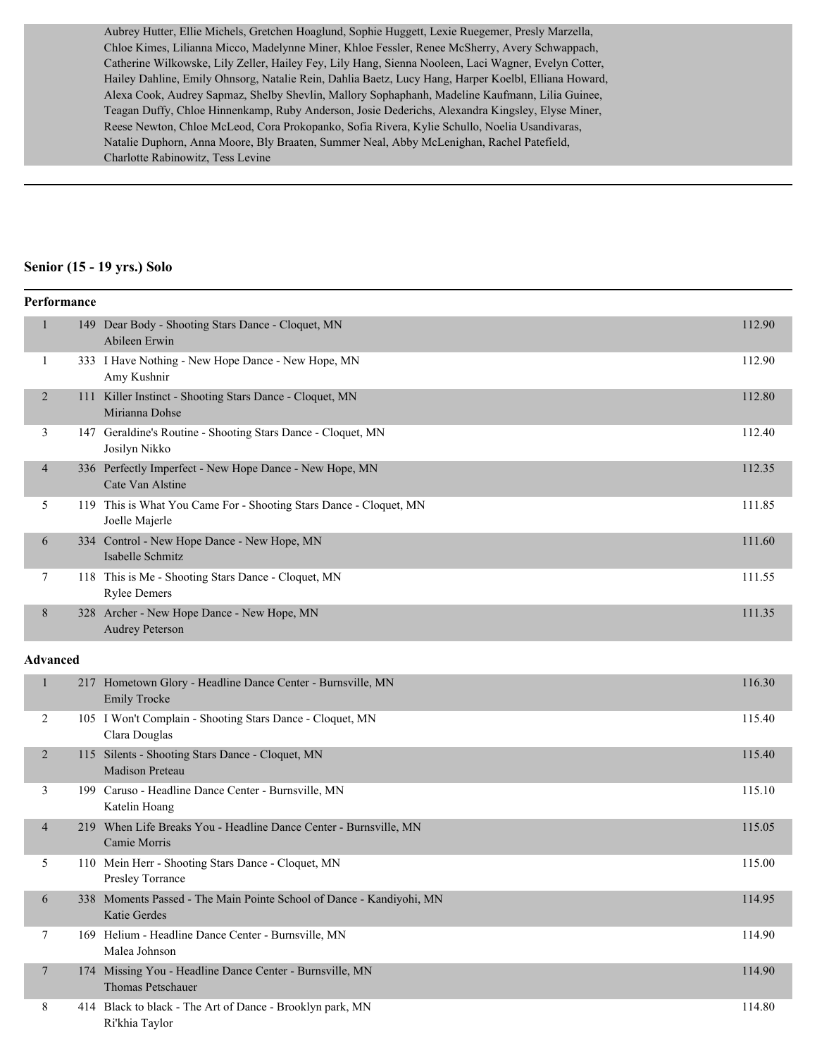Aubrey Hutter, Ellie Michels, Gretchen Hoaglund, Sophie Huggett, Lexie Ruegemer, Presly Marzella, Chloe Kimes, Lilianna Micco, Madelynne Miner, Khloe Fessler, Renee McSherry, Avery Schwappach, Catherine Wilkowske, Lily Zeller, Hailey Fey, Lily Hang, Sienna Nooleen, Laci Wagner, Evelyn Cotter, Hailey Dahline, Emily Ohnsorg, Natalie Rein, Dahlia Baetz, Lucy Hang, Harper Koelbl, Elliana Howard, Alexa Cook, Audrey Sapmaz, Shelby Shevlin, Mallory Sophaphanh, Madeline Kaufmann, Lilia Guinee, Teagan Duffy, Chloe Hinnenkamp, Ruby Anderson, Josie Dederichs, Alexandra Kingsley, Elyse Miner, Reese Newton, Chloe McLeod, Cora Prokopanko, Sofia Rivera, Kylie Schullo, Noelia Usandivaras, Natalie Duphorn, Anna Moore, Bly Braaten, Summer Neal, Abby McLenighan, Rachel Patefield, Charlotte Rabinowitz, Tess Levine

## Senior (15 - 19 yrs.) Solo

### Performance

| Place | No. | Entry | Score |
|---|---|---|---|
| 1 | 149 | Dear Body - Shooting Stars Dance - Cloquet, MN<br>Abileen Erwin | 112.90 |
| 1 | 333 | I Have Nothing - New Hope Dance - New Hope, MN<br>Amy Kushnir | 112.90 |
| 2 | 111 | Killer Instinct - Shooting Stars Dance - Cloquet, MN<br>Mirianna Dohse | 112.80 |
| 3 | 147 | Geraldine's Routine - Shooting Stars Dance - Cloquet, MN<br>Josilyn Nikko | 112.40 |
| 4 | 336 | Perfectly Imperfect - New Hope Dance - New Hope, MN<br>Cate Van Alstine | 112.35 |
| 5 | 119 | This is What You Came For - Shooting Stars Dance - Cloquet, MN<br>Joelle Majerle | 111.85 |
| 6 | 334 | Control - New Hope Dance - New Hope, MN<br>Isabelle Schmitz | 111.60 |
| 7 | 118 | This is Me - Shooting Stars Dance - Cloquet, MN<br>Rylee Demers | 111.55 |
| 8 | 328 | Archer - New Hope Dance - New Hope, MN<br>Audrey Peterson | 111.35 |

### Advanced

| Place | No. | Entry | Score |
|---|---|---|---|
| 1 | 217 | Hometown Glory - Headline Dance Center - Burnsville, MN<br>Emily Trocke | 116.30 |
| 2 | 105 | I Won't Complain - Shooting Stars Dance - Cloquet, MN<br>Clara Douglas | 115.40 |
| 2 | 115 | Silents - Shooting Stars Dance - Cloquet, MN<br>Madison Preteau | 115.40 |
| 3 | 199 | Caruso - Headline Dance Center - Burnsville, MN<br>Katelin Hoang | 115.10 |
| 4 | 219 | When Life Breaks You - Headline Dance Center - Burnsville, MN<br>Camie Morris | 115.05 |
| 5 | 110 | Mein Herr - Shooting Stars Dance - Cloquet, MN<br>Presley Torrance | 115.00 |
| 6 | 338 | Moments Passed - The Main Pointe School of Dance - Kandiyohi, MN<br>Katie Gerdes | 114.95 |
| 7 | 169 | Helium - Headline Dance Center - Burnsville, MN<br>Malea Johnson | 114.90 |
| 7 | 174 | Missing You - Headline Dance Center - Burnsville, MN<br>Thomas Petschauer | 114.90 |
| 8 | 414 | Black to black - The Art of Dance - Brooklyn park, MN<br>Ri'khia Taylor | 114.80 |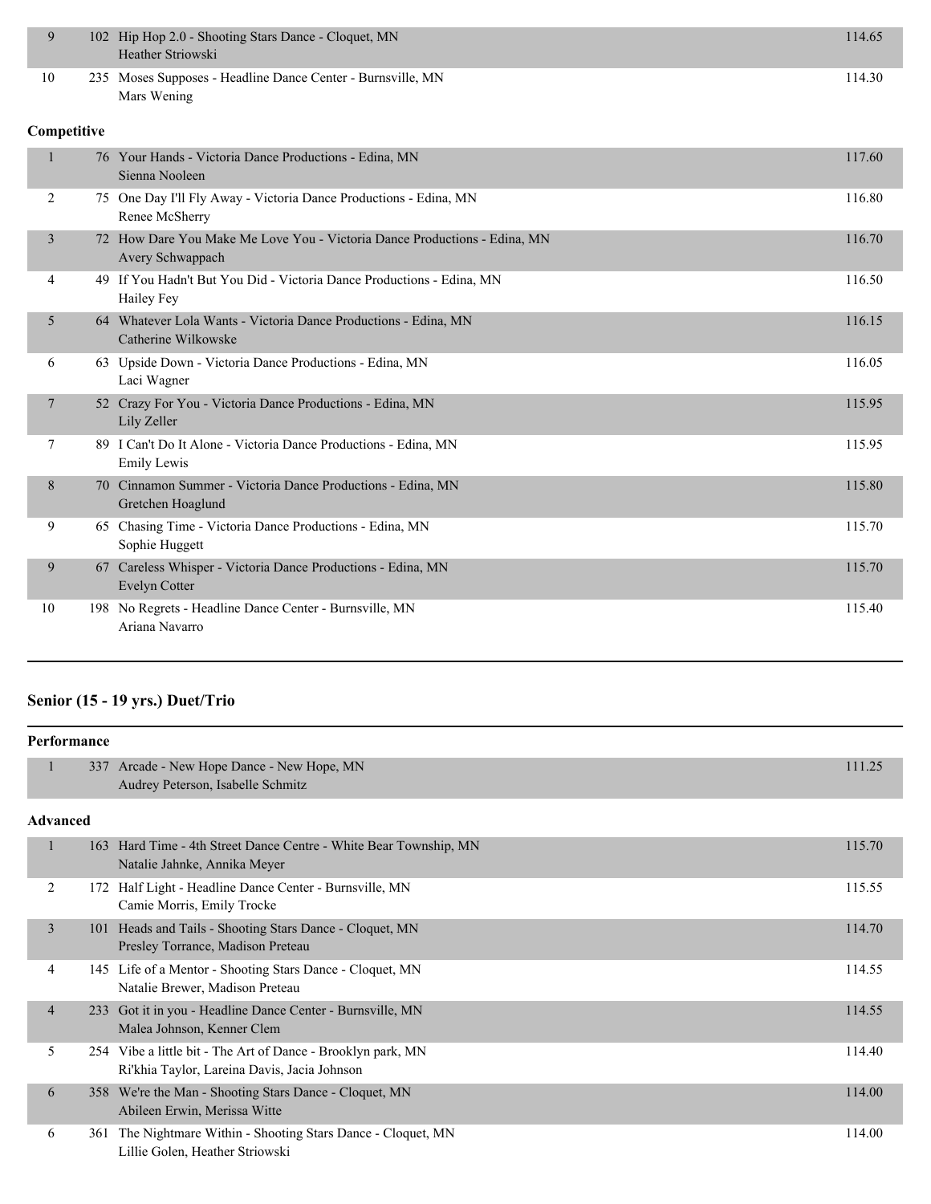| Place | No. | Routine / Studio / Dancers | Score |
|---|---|---|---|
| 9 | 102 | Hip Hop 2.0 - Shooting Stars Dance - Cloquet, MN<br>Heather Striowski | 114.65 |
| 10 | 235 | Moses Supposes - Headline Dance Center - Burnsville, MN<br>Mars Wening | 114.30 |

**Competitive**

| Place | No. | Routine / Studio / Dancers | Score |
|---|---|---|---|
| 1 | 76 | Your Hands - Victoria Dance Productions - Edina, MN<br>Sienna Nooleen | 117.60 |
| 2 | 75 | One Day I'll Fly Away - Victoria Dance Productions - Edina, MN<br>Renee McSherry | 116.80 |
| 3 | 72 | How Dare You Make Me Love You - Victoria Dance Productions - Edina, MN<br>Avery Schwappach | 116.70 |
| 4 | 49 | If You Hadn't But You Did - Victoria Dance Productions - Edina, MN<br>Hailey Fey | 116.50 |
| 5 | 64 | Whatever Lola Wants - Victoria Dance Productions - Edina, MN<br>Catherine Wilkowske | 116.15 |
| 6 | 63 | Upside Down - Victoria Dance Productions - Edina, MN<br>Laci Wagner | 116.05 |
| 7 | 52 | Crazy For You - Victoria Dance Productions - Edina, MN<br>Lily Zeller | 115.95 |
| 7 | 89 | I Can't Do It Alone - Victoria Dance Productions - Edina, MN<br>Emily Lewis | 115.95 |
| 8 | 70 | Cinnamon Summer - Victoria Dance Productions - Edina, MN<br>Gretchen Hoaglund | 115.80 |
| 9 | 65 | Chasing Time - Victoria Dance Productions - Edina, MN<br>Sophie Huggett | 115.70 |
| 9 | 67 | Careless Whisper - Victoria Dance Productions - Edina, MN<br>Evelyn Cotter | 115.70 |
| 10 | 198 | No Regrets - Headline Dance Center - Burnsville, MN<br>Ariana Navarro | 115.40 |

## Senior (15 - 19 yrs.) Duet/Trio

**Performance**

| Place | No. | Routine / Studio / Dancers | Score |
|---|---|---|---|
| 1 | 337 | Arcade - New Hope Dance - New Hope, MN<br>Audrey Peterson, Isabelle Schmitz | 111.25 |

**Advanced**

| Place | No. | Routine / Studio / Dancers | Score |
|---|---|---|---|
| 1 | 163 | Hard Time - 4th Street Dance Centre - White Bear Township, MN<br>Natalie Jahnke, Annika Meyer | 115.70 |
| 2 | 172 | Half Light - Headline Dance Center - Burnsville, MN<br>Camie Morris, Emily Trocke | 115.55 |
| 3 | 101 | Heads and Tails - Shooting Stars Dance - Cloquet, MN<br>Presley Torrance, Madison Preteau | 114.70 |
| 4 | 145 | Life of a Mentor - Shooting Stars Dance - Cloquet, MN<br>Natalie Brewer, Madison Preteau | 114.55 |
| 4 | 233 | Got it in you - Headline Dance Center - Burnsville, MN<br>Malea Johnson, Kenner Clem | 114.55 |
| 5 | 254 | Vibe a little bit - The Art of Dance - Brooklyn park, MN<br>Ri'khia Taylor, Lareina Davis, Jacia Johnson | 114.40 |
| 6 | 358 | We're the Man - Shooting Stars Dance - Cloquet, MN<br>Abileen Erwin, Merissa Witte | 114.00 |
| 6 | 361 | The Nightmare Within - Shooting Stars Dance - Cloquet, MN<br>Lillie Golen, Heather Striowski | 114.00 |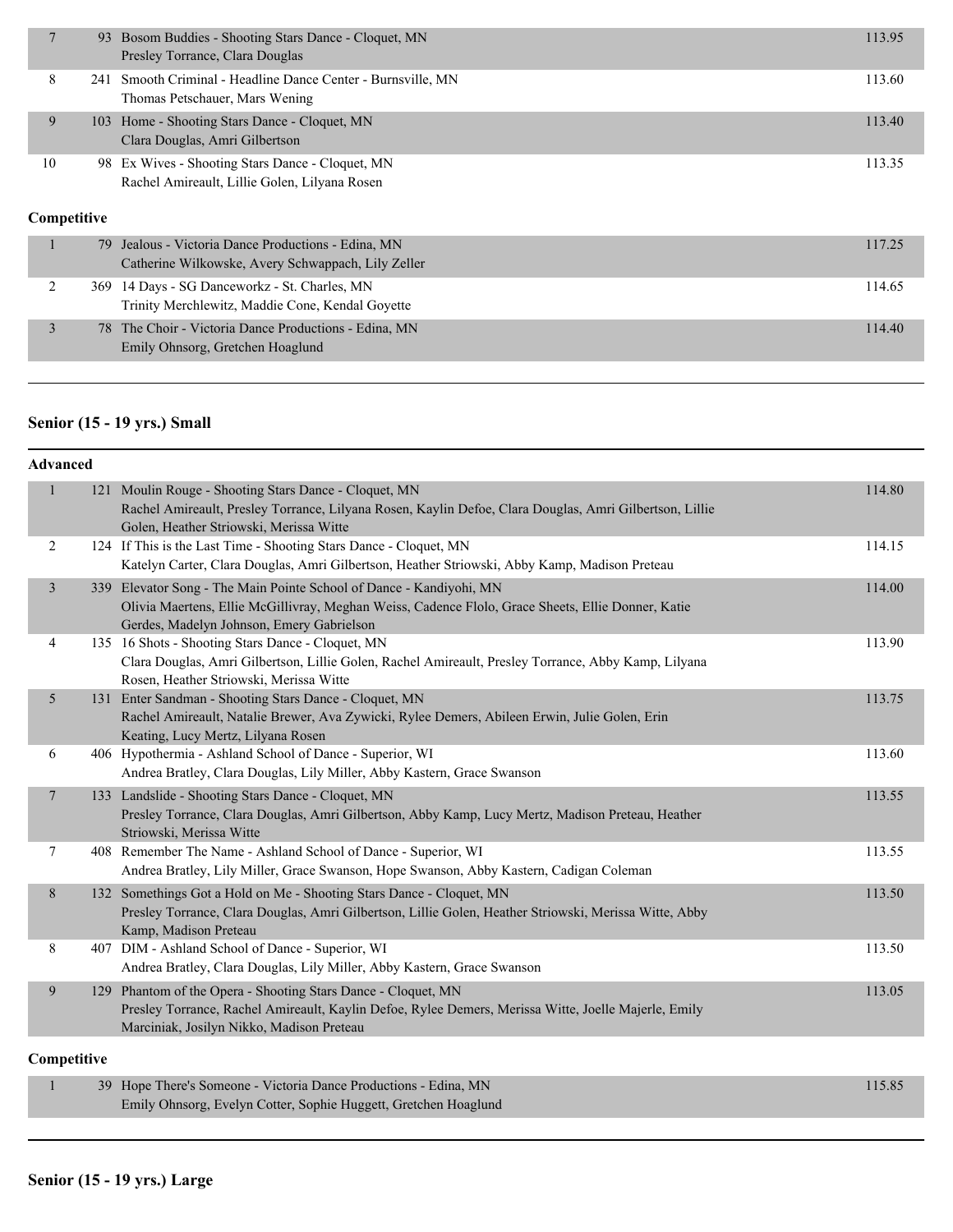| Place | No. | Entry | Score |
|---|---|---|---|
| 7 | 93 | Bosom Buddies - Shooting Stars Dance - Cloquet, MN<br>Presley Torrance, Clara Douglas | 113.95 |
| 8 | 241 | Smooth Criminal - Headline Dance Center - Burnsville, MN<br>Thomas Petschauer, Mars Wening | 113.60 |
| 9 | 103 | Home - Shooting Stars Dance - Cloquet, MN<br>Clara Douglas, Amri Gilbertson | 113.40 |
| 10 | 98 | Ex Wives - Shooting Stars Dance - Cloquet, MN<br>Rachel Amireault, Lillie Golen, Lilyana Rosen | 113.35 |

**Competitive**

| Place | No. | Entry | Score |
|---|---|---|---|
| 1 | 79 | Jealous - Victoria Dance Productions - Edina, MN<br>Catherine Wilkowske, Avery Schwappach, Lily Zeller | 117.25 |
| 2 | 369 | 14 Days - SG Danceworkz - St. Charles, MN<br>Trinity Merchlewitz, Maddie Cone, Kendal Goyette | 114.65 |
| 3 | 78 | The Choir - Victoria Dance Productions - Edina, MN<br>Emily Ohnsorg, Gretchen Hoaglund | 114.40 |

## Senior (15 - 19 yrs.) Small

**Advanced**

| Place | No. | Entry | Score |
|---|---|---|---|
| 1 | 121 | Moulin Rouge - Shooting Stars Dance - Cloquet, MN<br>Rachel Amireault, Presley Torrance, Lilyana Rosen, Kaylin Defoe, Clara Douglas, Amri Gilbertson, Lillie Golen, Heather Striowski, Merissa Witte | 114.80 |
| 2 | 124 | If This is the Last Time - Shooting Stars Dance - Cloquet, MN<br>Katelyn Carter, Clara Douglas, Amri Gilbertson, Heather Striowski, Abby Kamp, Madison Preteau | 114.15 |
| 3 | 339 | Elevator Song - The Main Pointe School of Dance - Kandiyohi, MN<br>Olivia Maertens, Ellie McGillivray, Meghan Weiss, Cadence Flolo, Grace Sheets, Ellie Donner, Katie Gerdes, Madelyn Johnson, Emery Gabrielson | 114.00 |
| 4 | 135 | 16 Shots - Shooting Stars Dance - Cloquet, MN<br>Clara Douglas, Amri Gilbertson, Lillie Golen, Rachel Amireault, Presley Torrance, Abby Kamp, Lilyana Rosen, Heather Striowski, Merissa Witte | 113.90 |
| 5 | 131 | Enter Sandman - Shooting Stars Dance - Cloquet, MN<br>Rachel Amireault, Natalie Brewer, Ava Zywicki, Rylee Demers, Abileen Erwin, Julie Golen, Erin Keating, Lucy Mertz, Lilyana Rosen | 113.75 |
| 6 | 406 | Hypothermia - Ashland School of Dance - Superior, WI<br>Andrea Bratley, Clara Douglas, Lily Miller, Abby Kastern, Grace Swanson | 113.60 |
| 7 | 133 | Landslide - Shooting Stars Dance - Cloquet, MN<br>Presley Torrance, Clara Douglas, Amri Gilbertson, Abby Kamp, Lucy Mertz, Madison Preteau, Heather Striowski, Merissa Witte | 113.55 |
| 7 | 408 | Remember The Name - Ashland School of Dance - Superior, WI<br>Andrea Bratley, Lily Miller, Grace Swanson, Hope Swanson, Abby Kastern, Cadigan Coleman | 113.55 |
| 8 | 132 | Somethings Got a Hold on Me - Shooting Stars Dance - Cloquet, MN<br>Presley Torrance, Clara Douglas, Amri Gilbertson, Lillie Golen, Heather Striowski, Merissa Witte, Abby Kamp, Madison Preteau | 113.50 |
| 8 | 407 | DIM - Ashland School of Dance - Superior, WI<br>Andrea Bratley, Clara Douglas, Lily Miller, Abby Kastern, Grace Swanson | 113.50 |
| 9 | 129 | Phantom of the Opera - Shooting Stars Dance - Cloquet, MN<br>Presley Torrance, Rachel Amireault, Kaylin Defoe, Rylee Demers, Merissa Witte, Joelle Majerle, Emily Marciniak, Josilyn Nikko, Madison Preteau | 113.05 |

**Competitive**

| Place | No. | Entry | Score |
|---|---|---|---|
| 1 | 39 | Hope There's Someone - Victoria Dance Productions - Edina, MN<br>Emily Ohnsorg, Evelyn Cotter, Sophie Huggett, Gretchen Hoaglund | 115.85 |

## Senior (15 - 19 yrs.) Large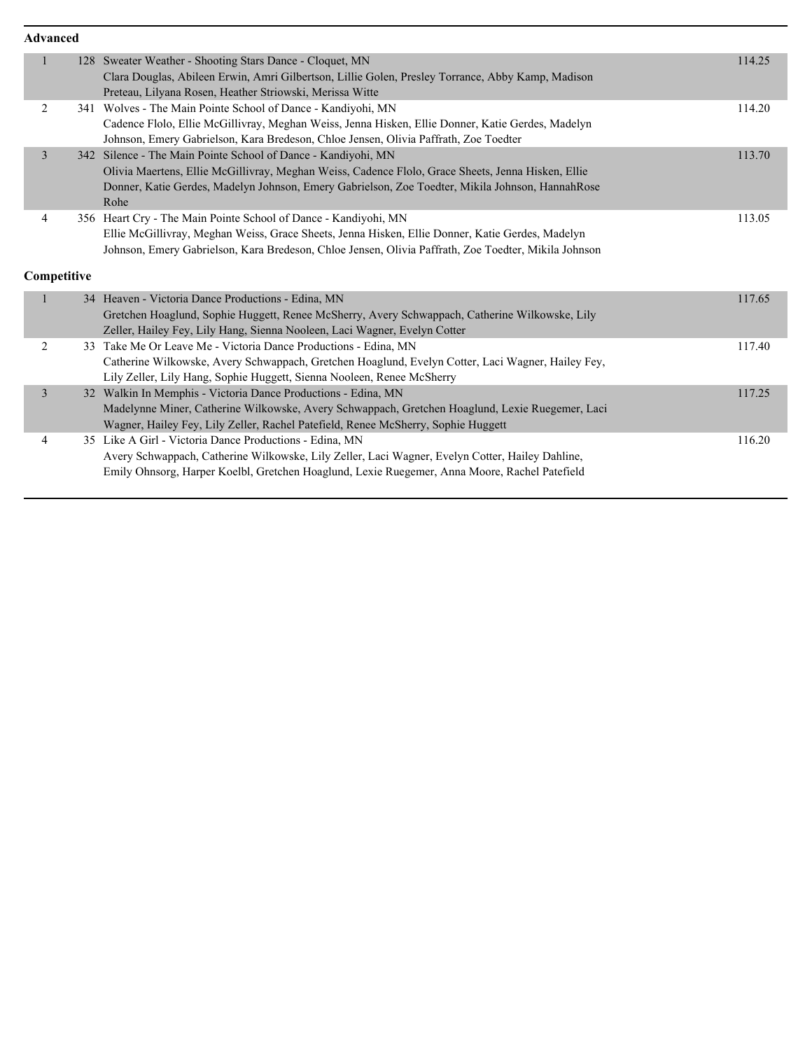**Advanced**

| | | | |
|---|---|---|---|
| 1 | 128 | Sweater Weather - Shooting Stars Dance - Cloquet, MN<br>Clara Douglas, Abileen Erwin, Amri Gilbertson, Lillie Golen, Presley Torrance, Abby Kamp, Madison Preteau, Lilyana Rosen, Heather Striowski, Merissa Witte | 114.25 |
| 2 | 341 | Wolves - The Main Pointe School of Dance - Kandiyohi, MN<br>Cadence Flolo, Ellie McGillivray, Meghan Weiss, Jenna Hisken, Ellie Donner, Katie Gerdes, Madelyn Johnson, Emery Gabrielson, Kara Bredeson, Chloe Jensen, Olivia Paffrath, Zoe Toedter | 114.20 |
| 3 | 342 | Silence - The Main Pointe School of Dance - Kandiyohi, MN<br>Olivia Maertens, Ellie McGillivray, Meghan Weiss, Cadence Flolo, Grace Sheets, Jenna Hisken, Ellie Donner, Katie Gerdes, Madelyn Johnson, Emery Gabrielson, Zoe Toedter, Mikila Johnson, HannahRose Rohe | 113.70 |
| 4 | 356 | Heart Cry - The Main Pointe School of Dance - Kandiyohi, MN<br>Ellie McGillivray, Meghan Weiss, Grace Sheets, Jenna Hisken, Ellie Donner, Katie Gerdes, Madelyn Johnson, Emery Gabrielson, Kara Bredeson, Chloe Jensen, Olivia Paffrath, Zoe Toedter, Mikila Johnson | 113.05 |

**Competitive**

| | | | |
|---|---|---|---|
| 1 | 34 | Heaven - Victoria Dance Productions - Edina, MN<br>Gretchen Hoaglund, Sophie Huggett, Renee McSherry, Avery Schwappach, Catherine Wilkowske, Lily Zeller, Hailey Fey, Lily Hang, Sienna Nooleen, Laci Wagner, Evelyn Cotter | 117.65 |
| 2 | 33 | Take Me Or Leave Me - Victoria Dance Productions - Edina, MN<br>Catherine Wilkowske, Avery Schwappach, Gretchen Hoaglund, Evelyn Cotter, Laci Wagner, Hailey Fey, Lily Zeller, Lily Hang, Sophie Huggett, Sienna Nooleen, Renee McSherry | 117.40 |
| 3 | 32 | Walkin In Memphis - Victoria Dance Productions - Edina, MN<br>Madelynne Miner, Catherine Wilkowske, Avery Schwappach, Gretchen Hoaglund, Lexie Ruegemer, Laci Wagner, Hailey Fey, Lily Zeller, Rachel Patefield, Renee McSherry, Sophie Huggett | 117.25 |
| 4 | 35 | Like A Girl - Victoria Dance Productions - Edina, MN<br>Avery Schwappach, Catherine Wilkowske, Lily Zeller, Laci Wagner, Evelyn Cotter, Hailey Dahline, Emily Ohnsorg, Harper Koelbl, Gretchen Hoaglund, Lexie Ruegemer, Anna Moore, Rachel Patefield | 116.20 |